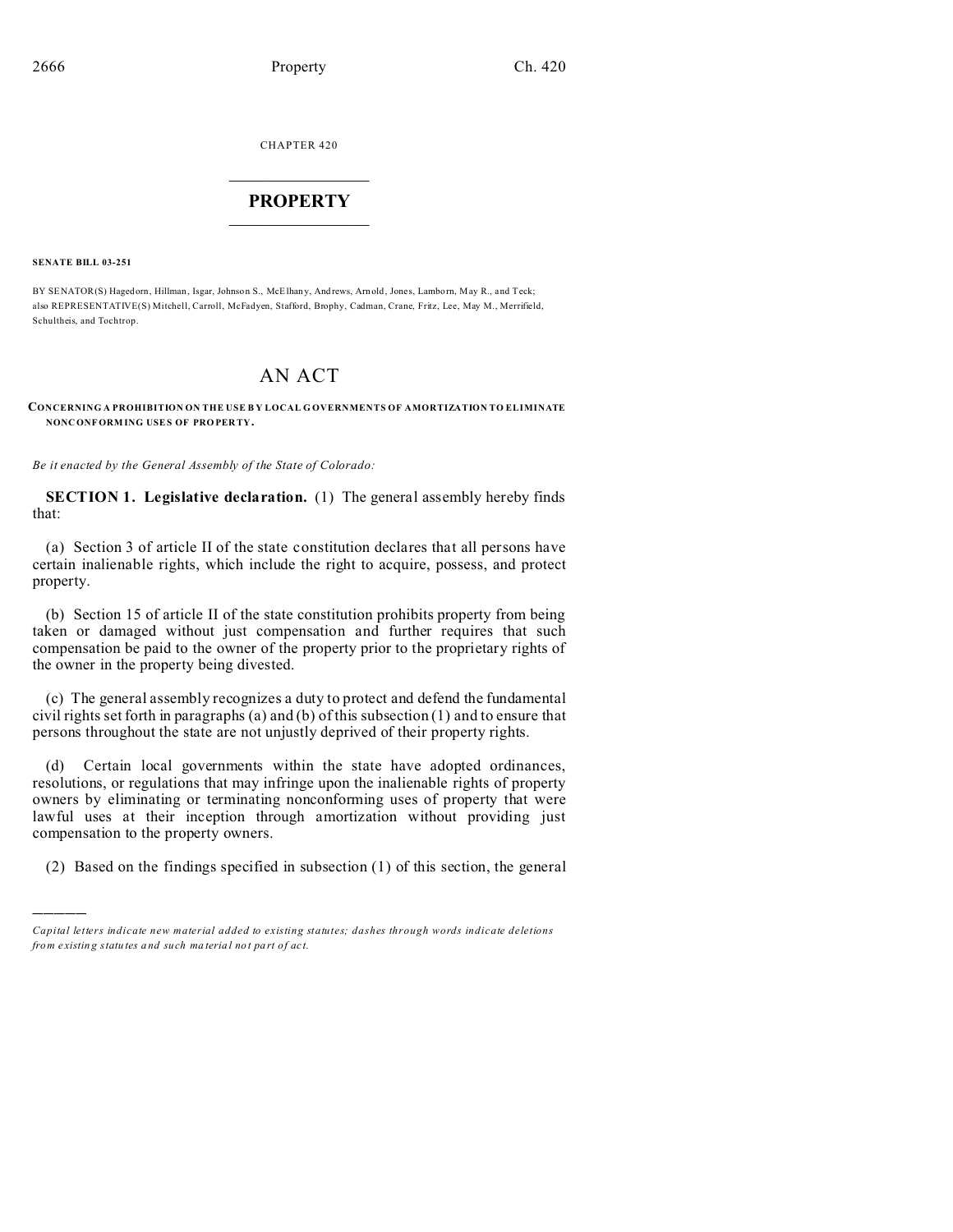CHAPTER 420

# PROPERTY

**SENATE BILL 03-251**

BY SENATOR(S) Hagedorn, Hillman, Isgar, Johnson S., McElhany, Andrews, Arnold, Jones, Lamborn, May R., and Teck;
also REPRESENTATIVE(S) Mitchell, Carroll, McFadyen, Stafford, Brophy, Cadman, Crane, Fritz, Lee, May M., Merrifield, Schultheis, and Tochtrop.

# AN ACT

**CONCERNING A PROHIBITION ON THE USE BY LOCAL GOVERNMENTS OF AMORTIZATION TO ELIMINATE NONCONFORMING USES OF PROPERTY.**

*Be it enacted by the General Assembly of the State of Colorado:*

**SECTION 1. Legislative declaration.** (1) The general assembly hereby finds that:

(a) Section 3 of article II of the state constitution declares that all persons have certain inalienable rights, which include the right to acquire, possess, and protect property.

(b) Section 15 of article II of the state constitution prohibits property from being taken or damaged without just compensation and further requires that such compensation be paid to the owner of the property prior to the proprietary rights of the owner in the property being divested.

(c) The general assembly recognizes a duty to protect and defend the fundamental civil rights set forth in paragraphs (a) and (b) of this subsection (1) and to ensure that persons throughout the state are not unjustly deprived of their property rights.

(d) Certain local governments within the state have adopted ordinances, resolutions, or regulations that may infringe upon the inalienable rights of property owners by eliminating or terminating nonconforming uses of property that were lawful uses at their inception through amortization without providing just compensation to the property owners.

(2) Based on the findings specified in subsection (1) of this section, the general

---

*Capital letters indicate new material added to existing statutes; dashes through words indicate deletions from existing statutes and such material not part of act.*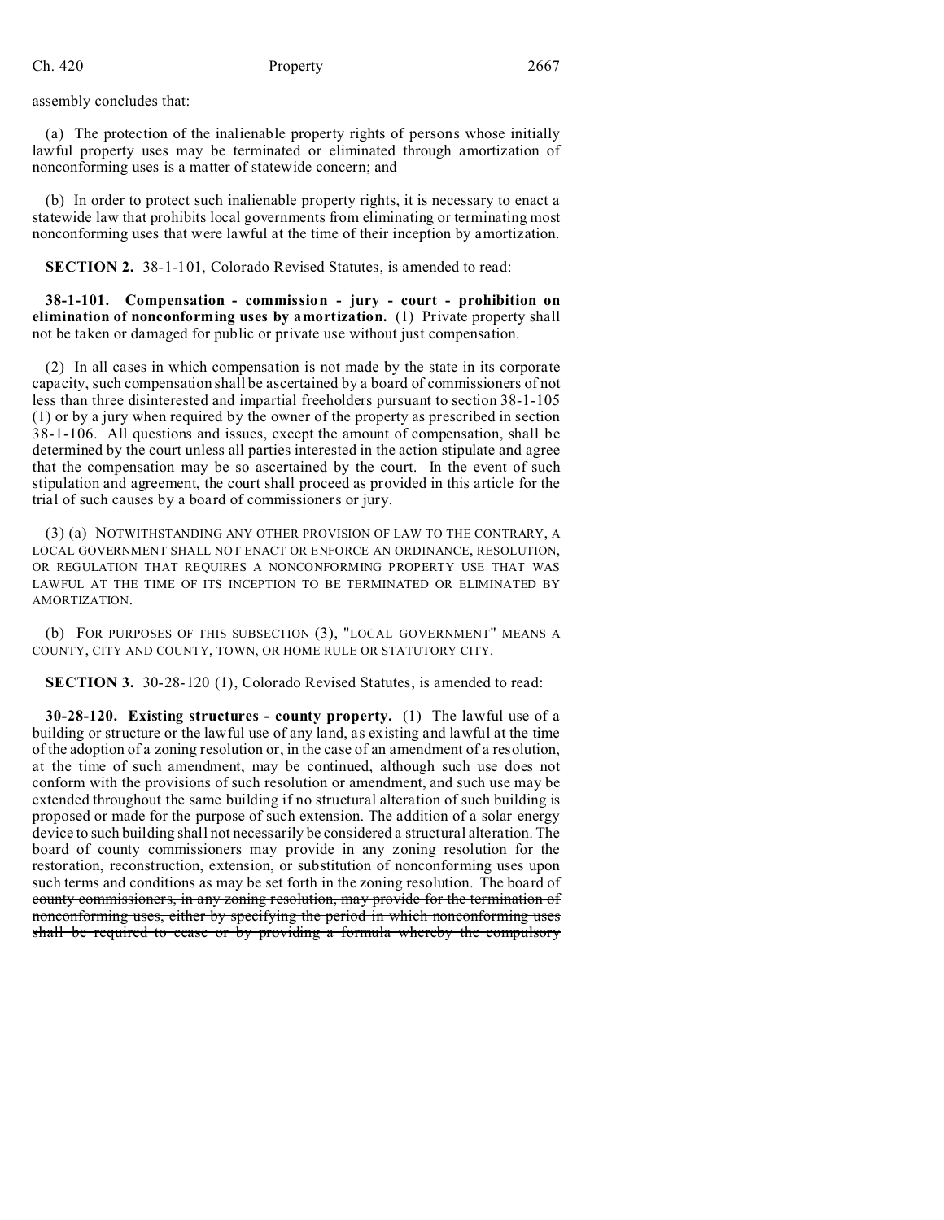assembly concludes that:

(a) The protection of the inalienable property rights of persons whose initially lawful property uses may be terminated or eliminated through amortization of nonconforming uses is a matter of statewide concern; and

(b) In order to protect such inalienable property rights, it is necessary to enact a statewide law that prohibits local governments from eliminating or terminating most nonconforming uses that were lawful at the time of their inception by amortization.

**SECTION 2.** 38-1-101, Colorado Revised Statutes, is amended to read:

**38-1-101. Compensation - commission - jury - court - prohibition on elimination of nonconforming uses by amortization.** (1) Private property shall not be taken or damaged for public or private use without just compensation.

(2) In all cases in which compensation is not made by the state in its corporate capacity, such compensation shall be ascertained by a board of commissioners of not less than three disinterested and impartial freeholders pursuant to section 38-1-105 (1) or by a jury when required by the owner of the property as prescribed in section 38-1-106. All questions and issues, except the amount of compensation, shall be determined by the court unless all parties interested in the action stipulate and agree that the compensation may be so ascertained by the court. In the event of such stipulation and agreement, the court shall proceed as provided in this article for the trial of such causes by a board of commissioners or jury.

(3) (a) NOTWITHSTANDING ANY OTHER PROVISION OF LAW TO THE CONTRARY, A LOCAL GOVERNMENT SHALL NOT ENACT OR ENFORCE AN ORDINANCE, RESOLUTION, OR REGULATION THAT REQUIRES A NONCONFORMING PROPERTY USE THAT WAS LAWFUL AT THE TIME OF ITS INCEPTION TO BE TERMINATED OR ELIMINATED BY AMORTIZATION.

(b) FOR PURPOSES OF THIS SUBSECTION (3), "LOCAL GOVERNMENT" MEANS A COUNTY, CITY AND COUNTY, TOWN, OR HOME RULE OR STATUTORY CITY.

**SECTION 3.** 30-28-120 (1), Colorado Revised Statutes, is amended to read:

**30-28-120. Existing structures - county property.** (1) The lawful use of a building or structure or the lawful use of any land, as existing and lawful at the time of the adoption of a zoning resolution or, in the case of an amendment of a resolution, at the time of such amendment, may be continued, although such use does not conform with the provisions of such resolution or amendment, and such use may be extended throughout the same building if no structural alteration of such building is proposed or made for the purpose of such extension. The addition of a solar energy device to such building shall not necessarily be considered a structural alteration. The board of county commissioners may provide in any zoning resolution for the restoration, reconstruction, extension, or substitution of nonconforming uses upon such terms and conditions as may be set forth in the zoning resolution. ~~The board of county commissioners, in any zoning resolution, may provide for the termination of nonconforming uses, either by specifying the period in which nonconforming uses shall be required to cease or by providing a formula whereby the compulsory~~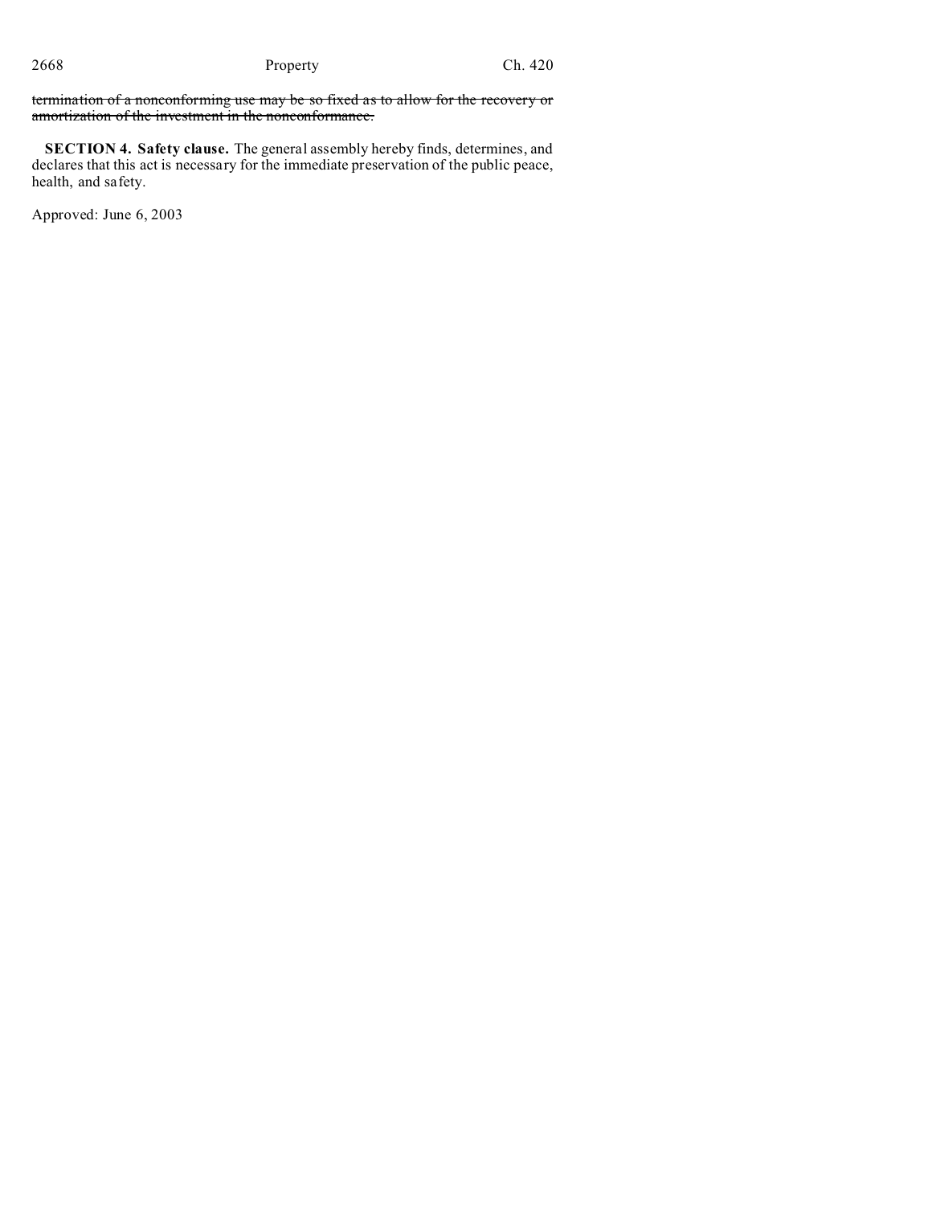~~termination of a nonconforming use may be so fixed as to allow for the recovery or amortization of the investment in the nonconformance.~~

**SECTION 4. Safety clause.** The general assembly hereby finds, determines, and declares that this act is necessary for the immediate preservation of the public peace, health, and safety.

Approved: June 6, 2003